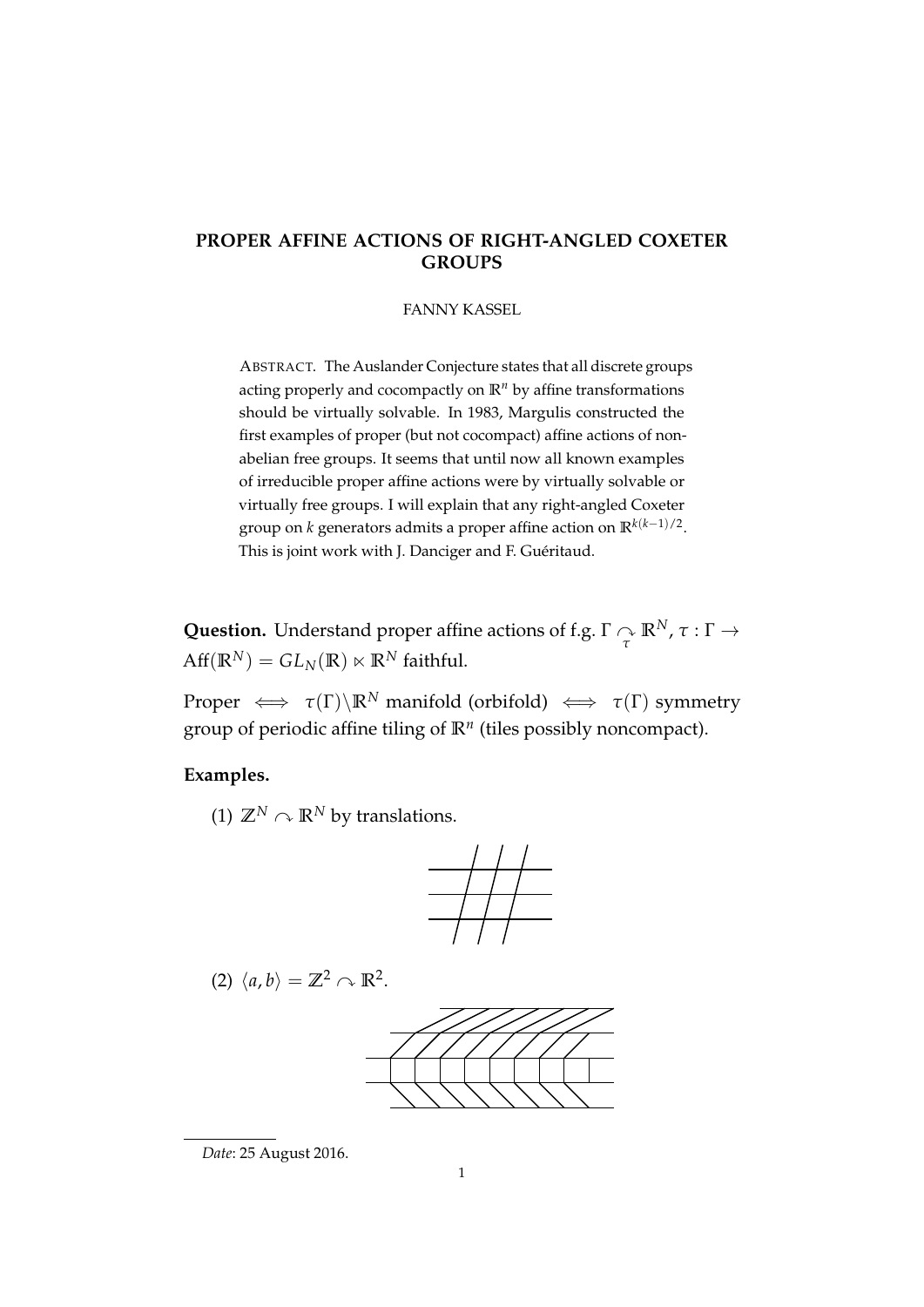# PROPER AFFINE ACTIONS OF RIGHT-ANGLED COXETER GROUPS

FANNY KASSEL

ABSTRACT. The Auslander Conjecture states that all discrete groups acting properly and cocompactly on $\mathbb{R}^n$ by affine transformations should be virtually solvable. In 1983, Margulis constructed the first examples of proper (but not cocompact) affine actions of non-abelian free groups. It seems that until now all known examples of irreducible proper affine actions were by virtually solvable or virtually free groups. I will explain that any right-angled Coxeter group on $k$ generators admits a proper affine action on $\mathbb{R}^{k(k-1)/2}$. This is joint work with J. Danciger and F. Guéritaud.

**Question.** Understand proper affine actions of f.g. $\Gamma \underset{\tau}{\curvearrowright} \mathbb{R}^N$, $\tau : \Gamma \to \mathrm{Aff}(\mathbb{R}^N) = GL_N(\mathbb{R}) \ltimes \mathbb{R}^N$ faithful.

Proper $\iff$ $\tau(\Gamma)\backslash\mathbb{R}^N$ manifold (orbifold) $\iff$ $\tau(\Gamma)$ symmetry group of periodic affine tiling of $\mathbb{R}^n$ (tiles possibly noncompact).

**Examples.**

(1) $\mathbb{Z}^N \curvearrowright \mathbb{R}^N$ by translations.

(2) $\langle a, b \rangle = \mathbb{Z}^2 \curvearrowright \mathbb{R}^2$.

*Date*: 25 August 2016.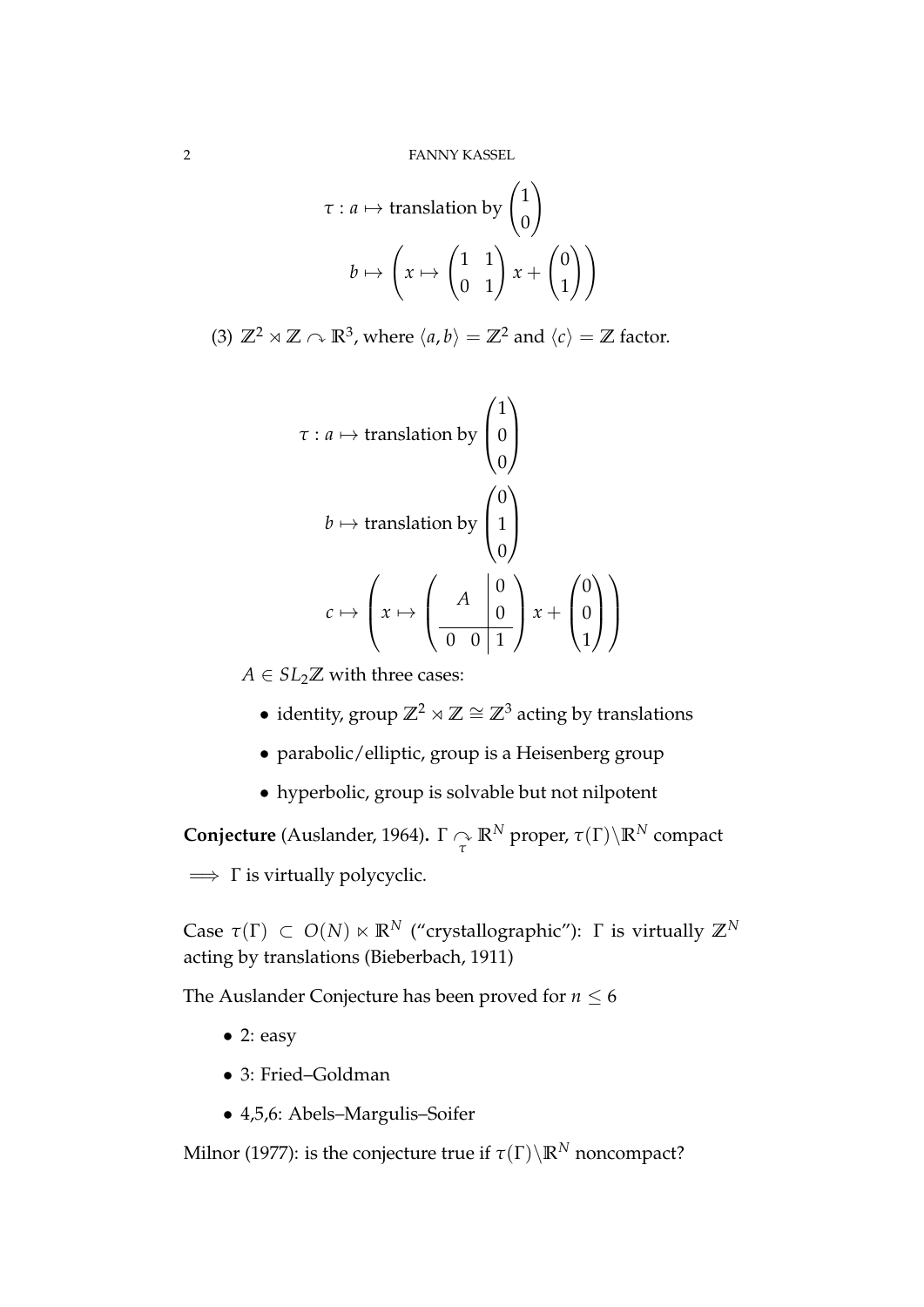$$\tau : a \mapsto \text{translation by} \begin{pmatrix} 1 \\ 0 \end{pmatrix}$$

$$b \mapsto \left( x \mapsto \begin{pmatrix} 1 & 1 \\ 0 & 1 \end{pmatrix} x + \begin{pmatrix} 0 \\ 1 \end{pmatrix} \right)$$

(3) $\mathbb{Z}^2 \rtimes \mathbb{Z} \curvearrowright \mathbb{R}^3$, where $\langle a, b \rangle = \mathbb{Z}^2$ and $\langle c \rangle = \mathbb{Z}$ factor.

$$\tau : a \mapsto \text{translation by} \begin{pmatrix} 1 \\ 0 \\ 0 \end{pmatrix}$$

$$b \mapsto \text{translation by} \begin{pmatrix} 0 \\ 1 \\ 0 \end{pmatrix}$$

$$c \mapsto \left( x \mapsto \left( \begin{array}{cc|c} \multicolumn{2}{c|}{\multirow{2}{*}{$A$}} & 0 \\ & & 0 \\ \hline 0 & 0 & 1 \end{array} \right) x + \begin{pmatrix} 0 \\ 0 \\ 1 \end{pmatrix} \right)$$

$A \in SL_2\mathbb{Z}$ with three cases:

- identity, group $\mathbb{Z}^2 \rtimes \mathbb{Z} \cong \mathbb{Z}^3$ acting by translations
- parabolic/elliptic, group is a Heisenberg group
- hyperbolic, group is solvable but not nilpotent

**Conjecture** (Auslander, 1964). $\Gamma \underset{\tau}{\curvearrowright} \mathbb{R}^N$ proper, $\tau(\Gamma)\backslash\mathbb{R}^N$ compact

$\implies$ $\Gamma$ is virtually polycyclic.

Case $\tau(\Gamma) \subset O(N) \ltimes \mathbb{R}^N$ ("crystallographic"): $\Gamma$ is virtually $\mathbb{Z}^N$ acting by translations (Bieberbach, 1911)

The Auslander Conjecture has been proved for $n \leq 6$

- 2: easy
- 3: Fried–Goldman
- 4,5,6: Abels–Margulis–Soifer

Milnor (1977): is the conjecture true if $\tau(\Gamma)\backslash\mathbb{R}^N$ noncompact?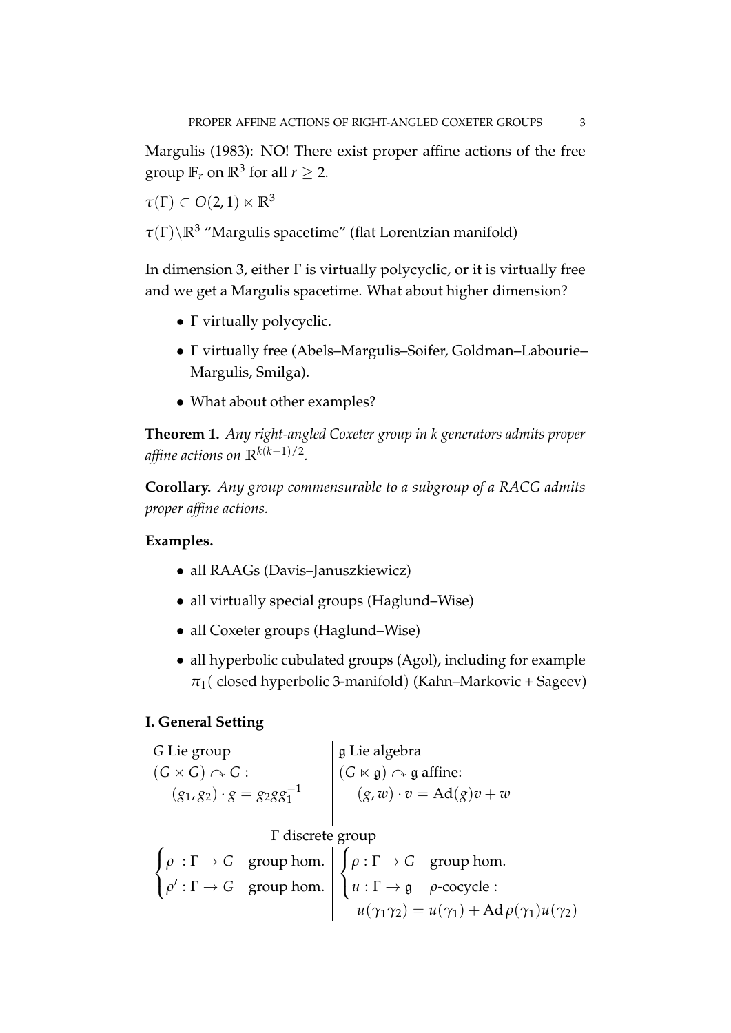Margulis (1983): NO! There exist proper affine actions of the free group $\mathbb{F}_r$ on $\mathbb{R}^3$ for all $r \geq 2$.

$\tau(\Gamma) \subset O(2,1) \ltimes \mathbb{R}^3$

$\tau(\Gamma)\backslash\mathbb{R}^3$ "Margulis spacetime" (flat Lorentzian manifold)

In dimension 3, either $\Gamma$ is virtually polycyclic, or it is virtually free and we get a Margulis spacetime. What about higher dimension?

- $\Gamma$ virtually polycyclic.
- $\Gamma$ virtually free (Abels–Margulis–Soifer, Goldman–Labourie–Margulis, Smilga).
- What about other examples?

**Theorem 1.** *Any right-angled Coxeter group in k generators admits proper affine actions on* $\mathbb{R}^{k(k-1)/2}$.

**Corollary.** *Any group commensurable to a subgroup of a RACG admits proper affine actions.*

**Examples.**

- all RAAGs (Davis–Januszkiewicz)
- all virtually special groups (Haglund–Wise)
- all Coxeter groups (Haglund–Wise)
- all hyperbolic cubulated groups (Agol), including for example $\pi_1$( closed hyperbolic 3-manifold) (Kahn–Markovic + Sageev)

**I. General Setting**

| | |
|---|---|
| $G$ Lie group | $\mathfrak{g}$ Lie algebra |
| $(G \times G) \curvearrowright G$ : | $(G \ltimes \mathfrak{g}) \curvearrowright \mathfrak{g}$ affine: |
| $(g_1, g_2) \cdot g = g_2 g g_1^{-1}$ | $(g, w) \cdot v = \mathrm{Ad}(g)v + w$ |

$\Gamma$ discrete group

| | |
|---|---|
| $\begin{cases} \rho \ : \Gamma \to G & \text{group hom.} \\ \rho' : \Gamma \to G & \text{group hom.} \end{cases}$ | $\begin{cases} \rho : \Gamma \to G & \text{group hom.} \\ u : \Gamma \to \mathfrak{g} & \rho\text{-cocycle :} \\ & u(\gamma_1\gamma_2) = u(\gamma_1) + \mathrm{Ad}\,\rho(\gamma_1)u(\gamma_2) \end{cases}$ |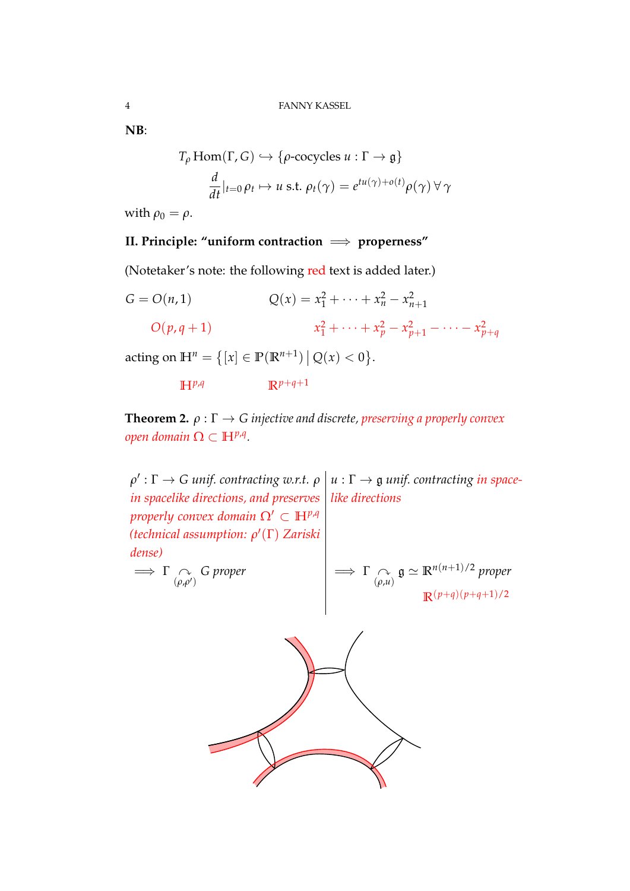**NB**:

$$T_\rho \operatorname{Hom}(\Gamma, G) \hookrightarrow \{\rho\text{-cocycles } u : \Gamma \to \mathfrak{g}\}$$

$$\frac{d}{dt}\Big|_{t=0} \rho_t \mapsto u \text{ s.t. } \rho_t(\gamma) = e^{tu(\gamma)+o(t)}\rho(\gamma)\ \forall\, \gamma$$

with $\rho_0 = \rho$.

**II. Principle: "uniform contraction $\implies$ properness"**

(Notetaker's note: the following red text is added later.)

$G = O(n,1)$ $\qquad Q(x) = x_1^2 + \cdots + x_n^2 - x_{n+1}^2$

$O(p, q+1)$ $\qquad x_1^2 + \cdots + x_p^2 - x_{p+1}^2 - \cdots - x_{p+q}^2$

acting on $\mathbb{H}^n = \{[x] \in \mathbb{P}(\mathbb{R}^{n+1}) \mid Q(x) < 0\}$.

$\mathbb{H}^{p,q}$ $\qquad \mathbb{R}^{p+q+1}$

**Theorem 2.** *$\rho : \Gamma \to G$ injective and discrete, preserving a properly convex open domain $\Omega \subset \mathbb{H}^{p,q}$.*

| | |
|---|---|
| *$\rho' : \Gamma \to G$ unif. contracting w.r.t. $\rho$ in spacelike directions, and preserves properly convex domain $\Omega' \subset \mathbb{H}^{p,q}$ (technical assumption: $\rho'(\Gamma)$ Zariski dense)* | *$u : \Gamma \to \mathfrak{g}$ unif. contracting in spacelike directions* |
| $\implies \Gamma \underset{(\rho,\rho')}{\curvearrowright} G$ *proper* | $\implies \Gamma \underset{(\rho,u)}{\curvearrowright} \mathfrak{g} \simeq \mathbb{R}^{n(n+1)/2}$ *proper* $\quad \mathbb{R}^{(p+q)(p+q+1)/2}$ |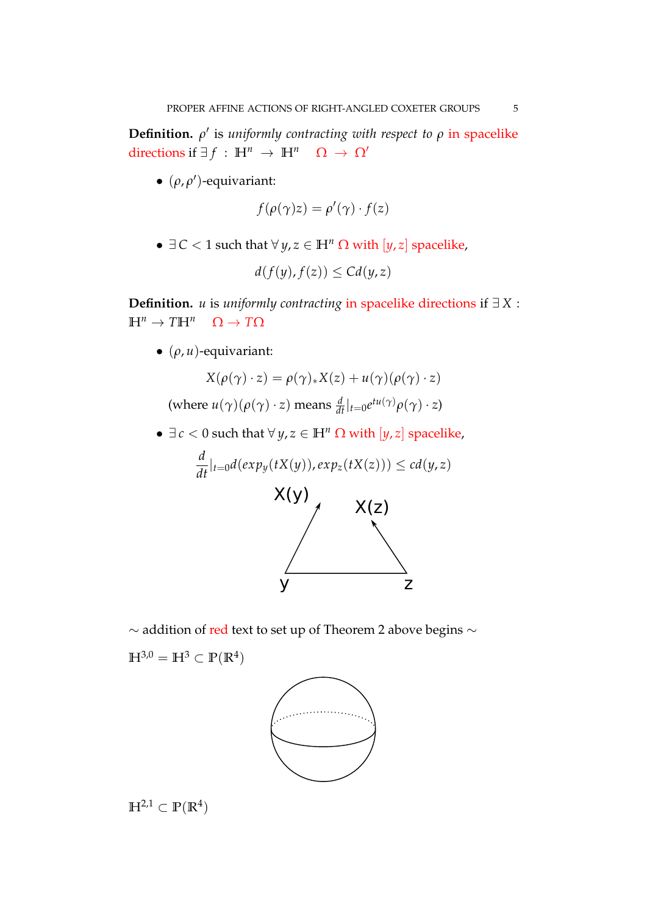**Definition.** $\rho'$ is *uniformly contracting with respect to* $\rho$ in spacelike directions if $\exists f : \mathbb{H}^n \to \mathbb{H}^n \quad \Omega \to \Omega'$

- $(\rho, \rho')$-equivariant:

$$f(\rho(\gamma)z) = \rho'(\gamma) \cdot f(z)$$

- $\exists C < 1$ such that $\forall y, z \in \mathbb{H}^n$ $\Omega$ with $[y, z]$ spacelike,

$$d(f(y), f(z)) \leq C d(y, z)$$

**Definition.** $u$ is *uniformly contracting* in spacelike directions if $\exists X : \mathbb{H}^n \to T\mathbb{H}^n \quad \Omega \to T\Omega$

- $(\rho, u)$-equivariant:

$$X(\rho(\gamma) \cdot z) = \rho(\gamma)_* X(z) + u(\gamma)(\rho(\gamma) \cdot z)$$

(where $u(\gamma)(\rho(\gamma) \cdot z)$ means $\frac{d}{dt}|_{t=0} e^{tu(\gamma)} \rho(\gamma) \cdot z$)

- $\exists c < 0$ such that $\forall y, z \in \mathbb{H}^n$ $\Omega$ with $[y, z]$ spacelike,

$$\frac{d}{dt}|_{t=0} d(exp_y(tX(y)), exp_z(tX(z))) \leq c d(y, z)$$

X(y) X(z)

y z

$\sim$ addition of red text to set up of Theorem 2 above begins $\sim$

$\mathbb{H}^{3,0} = \mathbb{H}^3 \subset \mathbb{P}(\mathbb{R}^4)$

$\mathbb{H}^{2,1} \subset \mathbb{P}(\mathbb{R}^4)$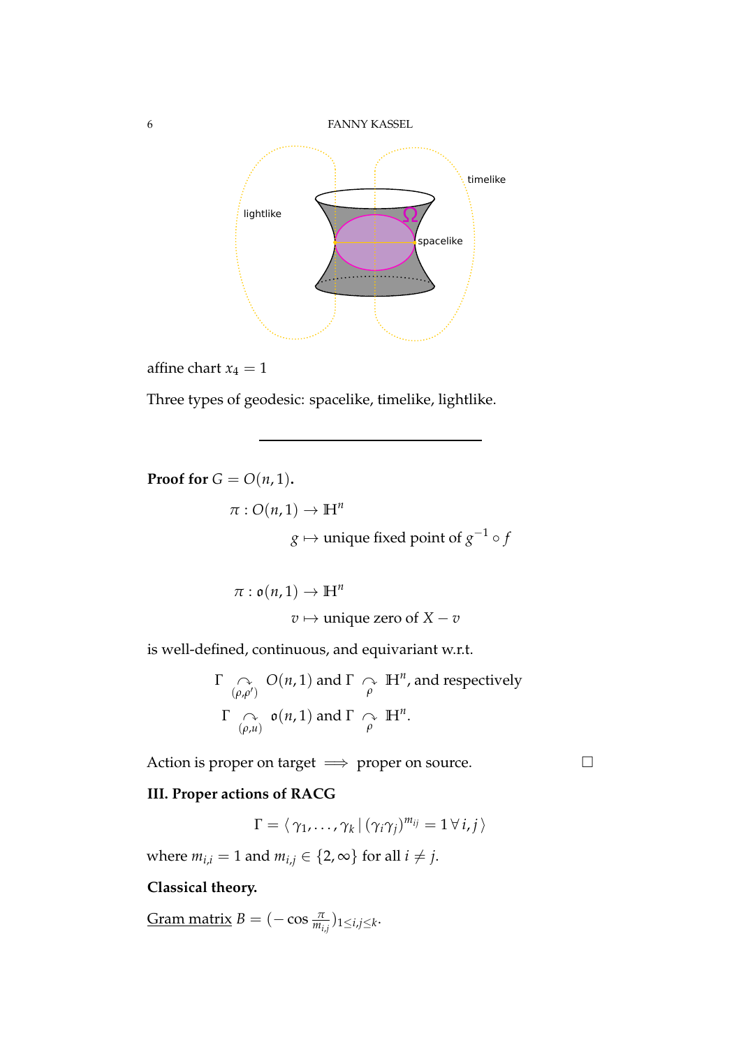affine chart $x_4 = 1$

Three types of geodesic: spacelike, timelike, lightlike.

---

**Proof for $G = O(n,1)$.**

$$\pi : O(n,1) \to \mathbb{H}^n$$
$$g \mapsto \text{unique fixed point of } g^{-1} \circ f$$

$$\pi : \mathfrak{o}(n,1) \to \mathbb{H}^n$$
$$v \mapsto \text{unique zero of } X - v$$

is well-defined, continuous, and equivariant w.r.t.

$$\Gamma \underset{(\rho,\rho')}{\curvearrowright} O(n,1) \text{ and } \Gamma \underset{\rho}{\curvearrowright} \mathbb{H}^n, \text{ and respectively}$$
$$\Gamma \underset{(\rho,u)}{\curvearrowright} \mathfrak{o}(n,1) \text{ and } \Gamma \underset{\rho}{\curvearrowright} \mathbb{H}^n.$$

Action is proper on target $\implies$ proper on source. □

**III. Proper actions of RACG**

$$\Gamma = \langle \gamma_1, \ldots, \gamma_k \,|\, (\gamma_i\gamma_j)^{m_{ij}} = 1 \,\forall\, i,j \,\rangle$$

where $m_{i,i} = 1$ and $m_{i,j} \in \{2, \infty\}$ for all $i \neq j$.

**Classical theory.**

Gram matrix $B = (-\cos \frac{\pi}{m_{i,j}})_{1 \leq i,j \leq k}$.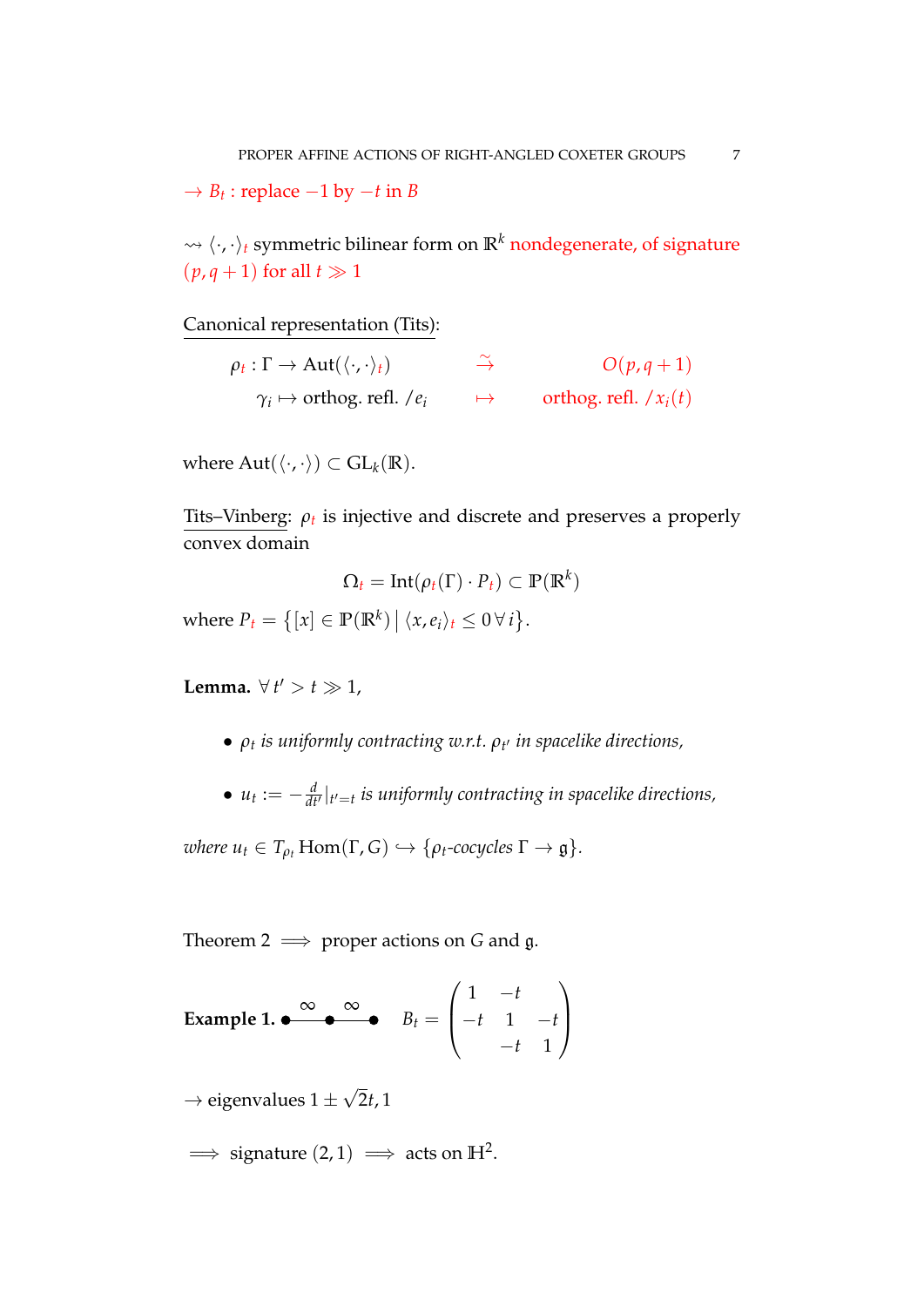$\to B_t$ : replace $-1$ by $-t$ in $B$

$\rightsquigarrow \langle \cdot, \cdot \rangle_t$ symmetric bilinear form on $\mathbb{R}^k$ nondegenerate, of signature $(p, q+1)$ for all $t \gg 1$

Canonical representation (Tits):

$$\begin{array}{rcl} \rho_t : \Gamma \to \mathrm{Aut}(\langle \cdot, \cdot \rangle_t) & \xrightarrow{\sim} & O(p, q+1) \\ \gamma_i \mapsto \text{orthog. refl. } / e_i & \mapsto & \text{orthog. refl. } / x_i(t) \end{array}$$

where $\mathrm{Aut}(\langle \cdot, \cdot \rangle) \subset \mathrm{GL}_k(\mathbb{R})$.

Tits–Vinberg: $\rho_t$ is injective and discrete and preserves a properly convex domain

$$\Omega_t = \mathrm{Int}(\rho_t(\Gamma) \cdot P_t) \subset \mathbb{P}(\mathbb{R}^k)$$

where $P_t = \{[x] \in \mathbb{P}(\mathbb{R}^k) \mid \langle x, e_i \rangle_t \leq 0 \, \forall \, i\}$.

**Lemma.** $\forall \, t' > t \gg 1$,

- *$\rho_t$ is uniformly contracting w.r.t. $\rho_{t'}$ in spacelike directions,*
- *$u_t := -\frac{d}{dt'}|_{t'=t}$ is uniformly contracting in spacelike directions,*

*where $u_t \in T_{\rho_t} \mathrm{Hom}(\Gamma, G) \hookrightarrow \{\rho_t\text{-cocycles } \Gamma \to \mathfrak{g}\}$.*

Theorem 2 $\implies$ proper actions on $G$ and $\mathfrak{g}$.

**Example 1.** $\bullet \overset{\infty}{—} \bullet \overset{\infty}{—} \bullet$ $\quad B_t = \begin{pmatrix} 1 & -t & \\ -t & 1 & -t \\ & -t & 1 \end{pmatrix}$

$\to$ eigenvalues $1 \pm \sqrt{2}t, 1$

$\implies$ signature $(2,1)$ $\implies$ acts on $\mathbb{H}^2$.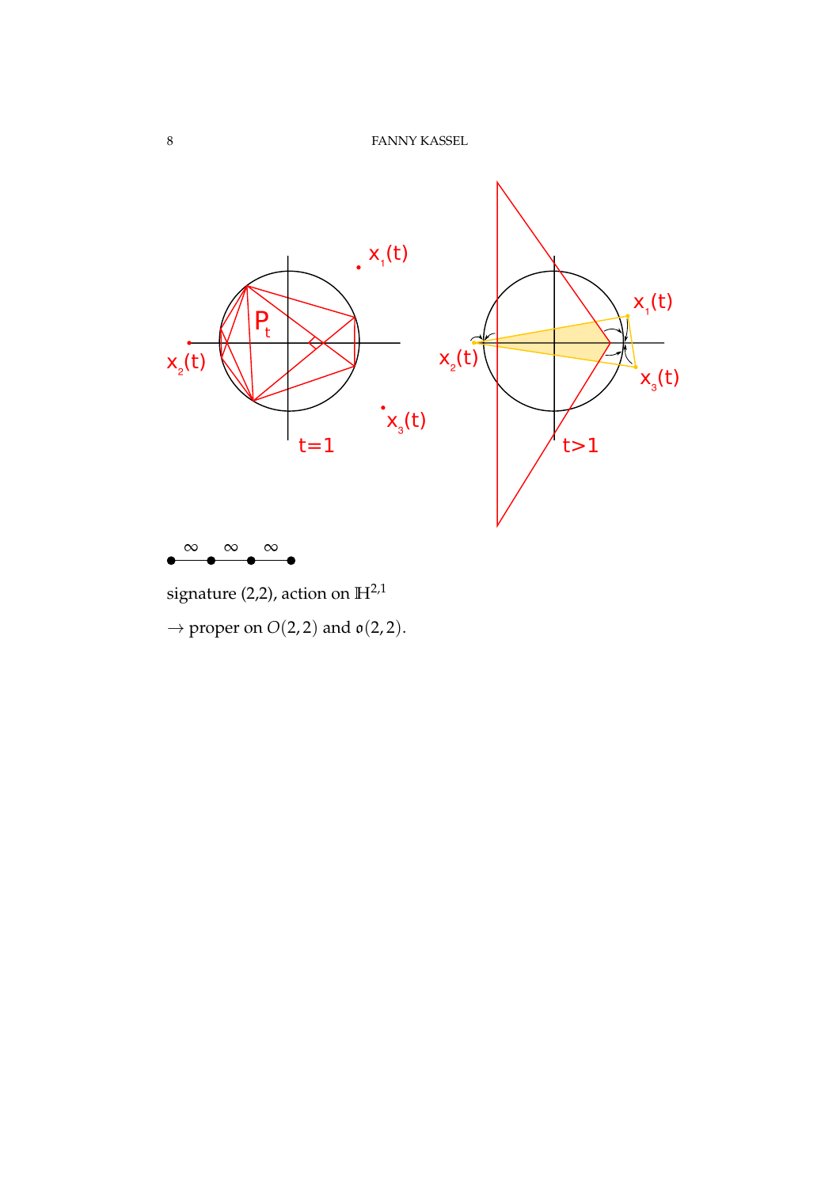$x_1(t)$

$P_t$

$x_2(t)$

$x_3(t)$

t=1

$x_1(t)$

$x_2(t)$

$x_3(t)$

t>1

$\infty \quad \infty \quad \infty$

signature (2,2), action on $\mathbb{H}^{2,1}$

$\rightarrow$ proper on $O(2,2)$ and $\mathfrak{o}(2,2)$.